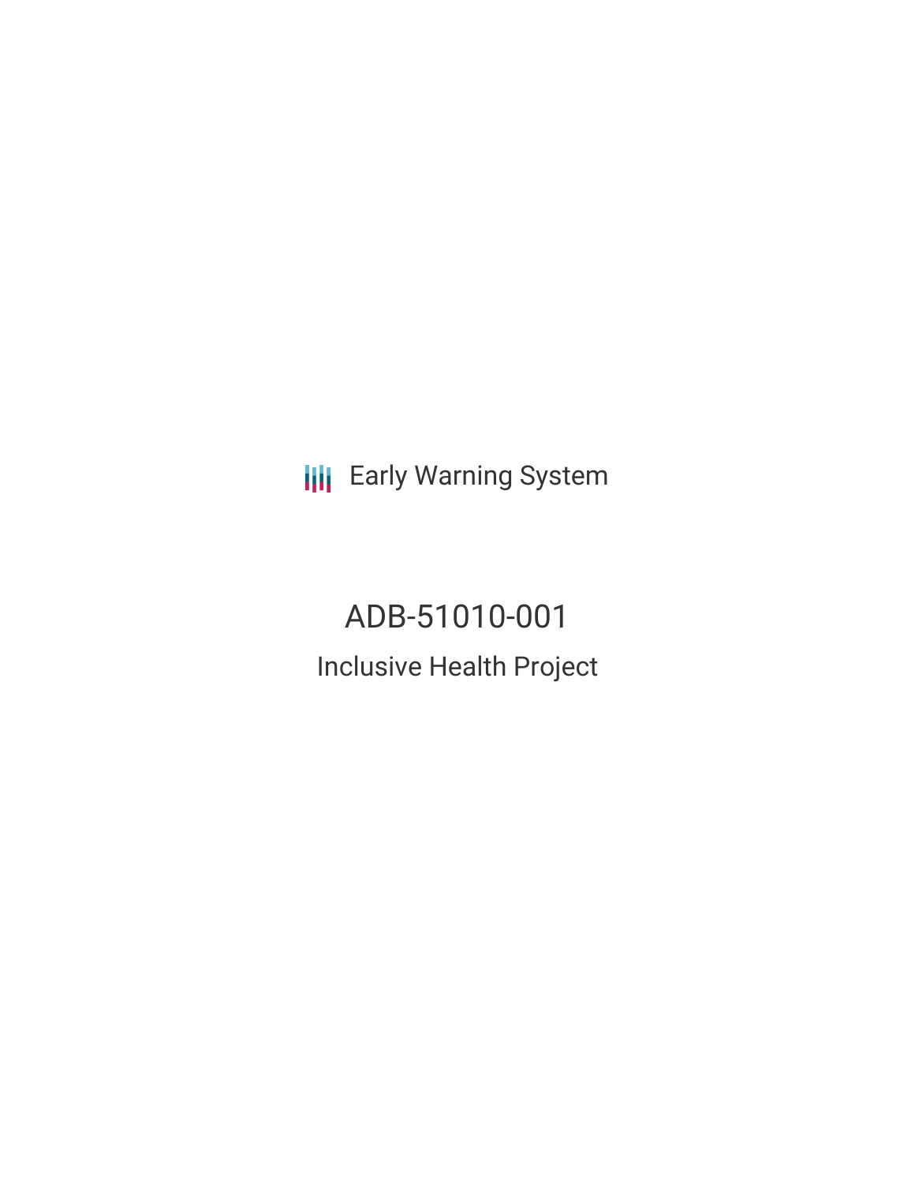Early Warning System

# ADB-51010-001

## Inclusive Health Project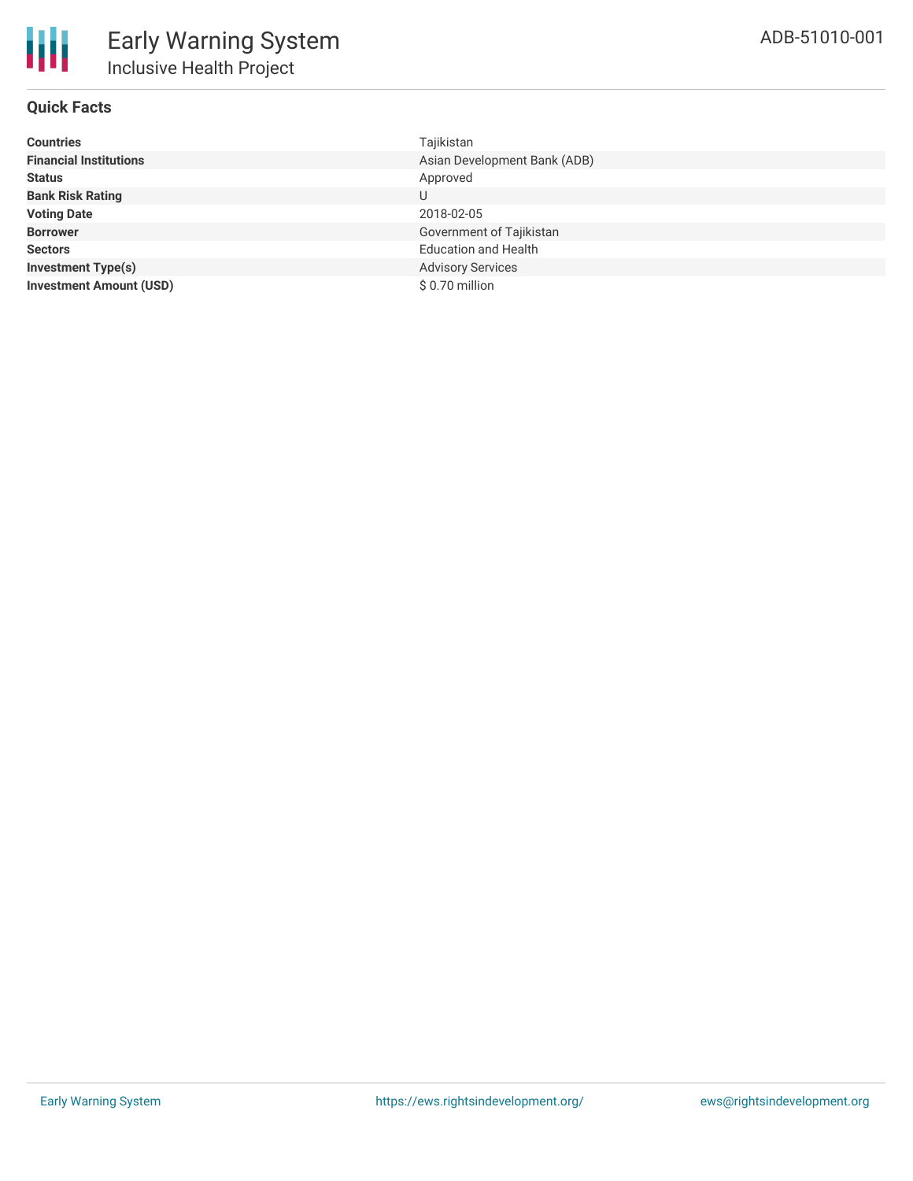# Early Warning System

## Inclusive Health Project

ADB-51010-001

### Quick Facts

| | |
|---|---|
| **Countries** | Tajikistan |
| **Financial Institutions** | Asian Development Bank (ADB) |
| **Status** | Approved |
| **Bank Risk Rating** | U |
| **Voting Date** | 2018-02-05 |
| **Borrower** | Government of Tajikistan |
| **Sectors** | Education and Health |
| **Investment Type(s)** | Advisory Services |
| **Investment Amount (USD)** | $ 0.70 million |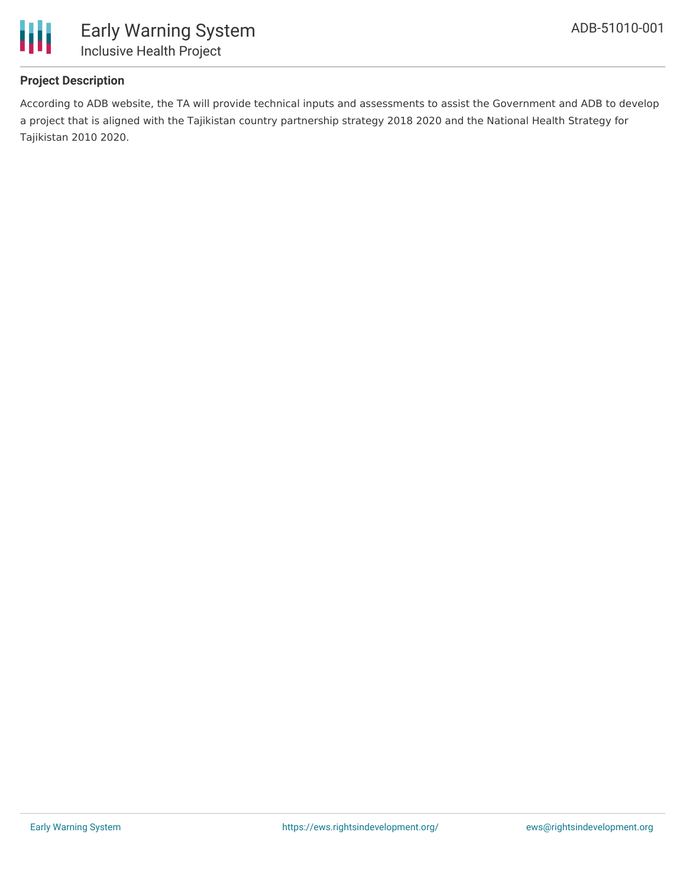## Project Description

According to ADB website, the TA will provide technical inputs and assessments to assist the Government and ADB to develop a project that is aligned with the Tajikistan country partnership strategy 2018 2020 and the National Health Strategy for Tajikistan 2010 2020.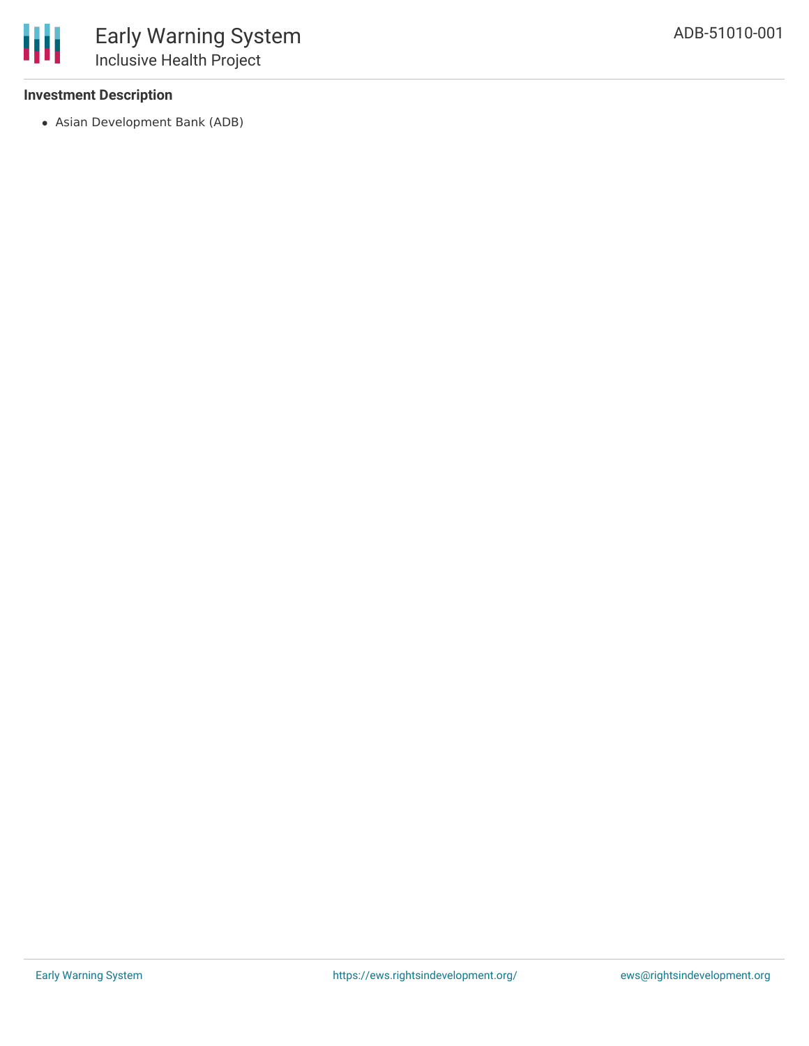### Investment Description

- Asian Development Bank (ADB)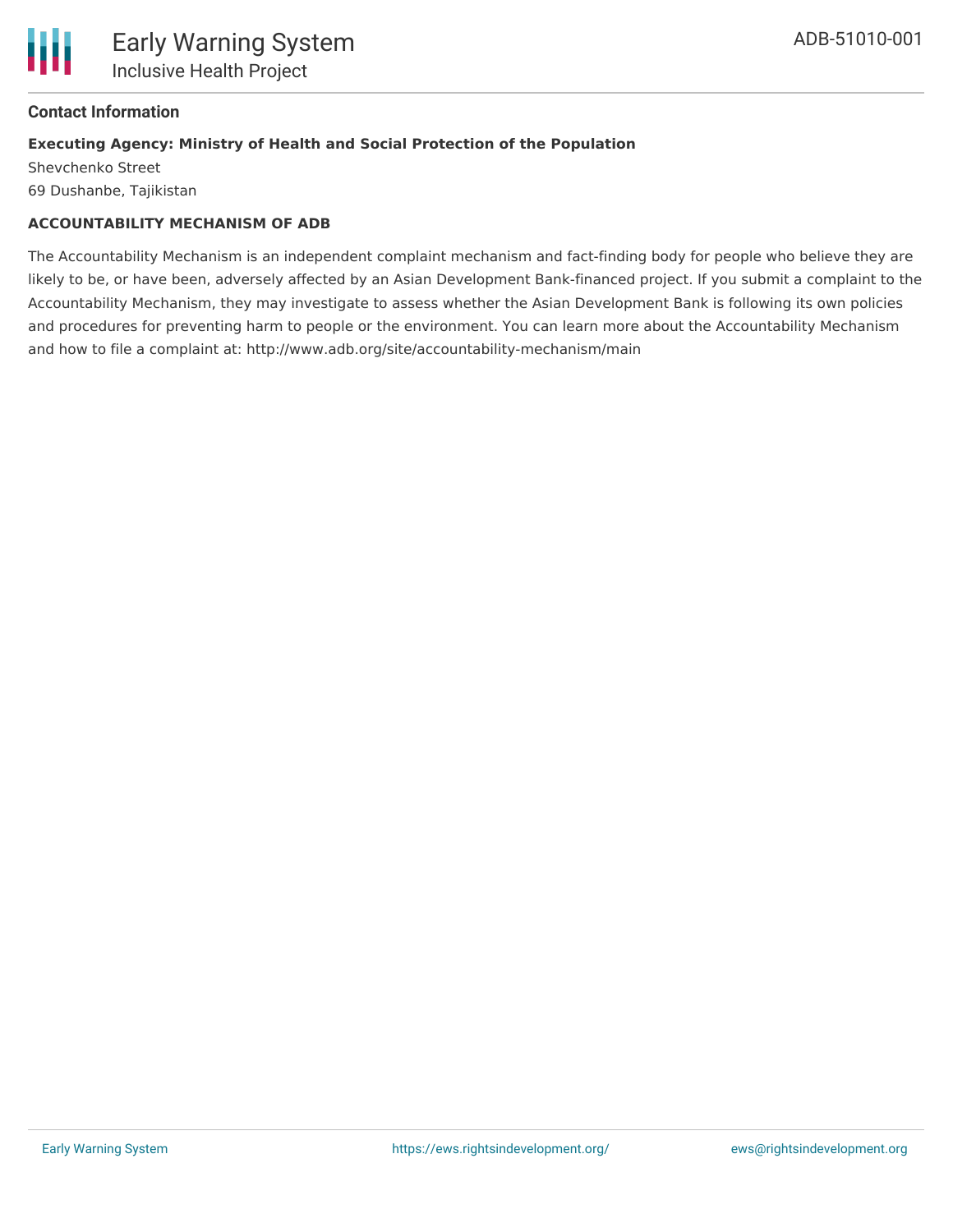## Contact Information

**Executing Agency: Ministry of Health and Social Protection of the Population**

Shevchenko Street
69 Dushanbe, Tajikistan

**ACCOUNTABILITY MECHANISM OF ADB**

The Accountability Mechanism is an independent complaint mechanism and fact-finding body for people who believe they are likely to be, or have been, adversely affected by an Asian Development Bank-financed project. If you submit a complaint to the Accountability Mechanism, they may investigate to assess whether the Asian Development Bank is following its own policies and procedures for preventing harm to people or the environment. You can learn more about the Accountability Mechanism and how to file a complaint at: http://www.adb.org/site/accountability-mechanism/main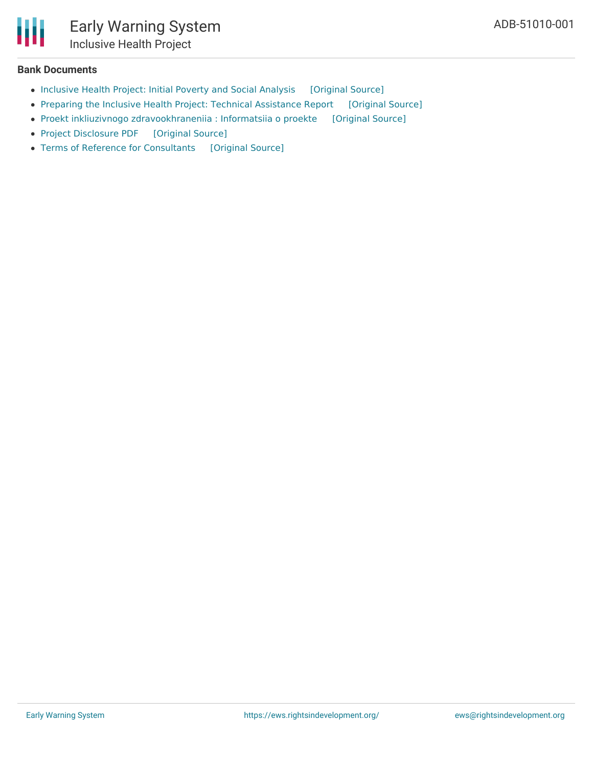### Bank Documents

- Inclusive Health Project: Initial Poverty and Social Analysis [Original Source]
- Preparing the Inclusive Health Project: Technical Assistance Report [Original Source]
- Proekt inkliuzivnogo zdravookhraneniia : Informatsiia o proekte [Original Source]
- Project Disclosure PDF [Original Source]
- Terms of Reference for Consultants [Original Source]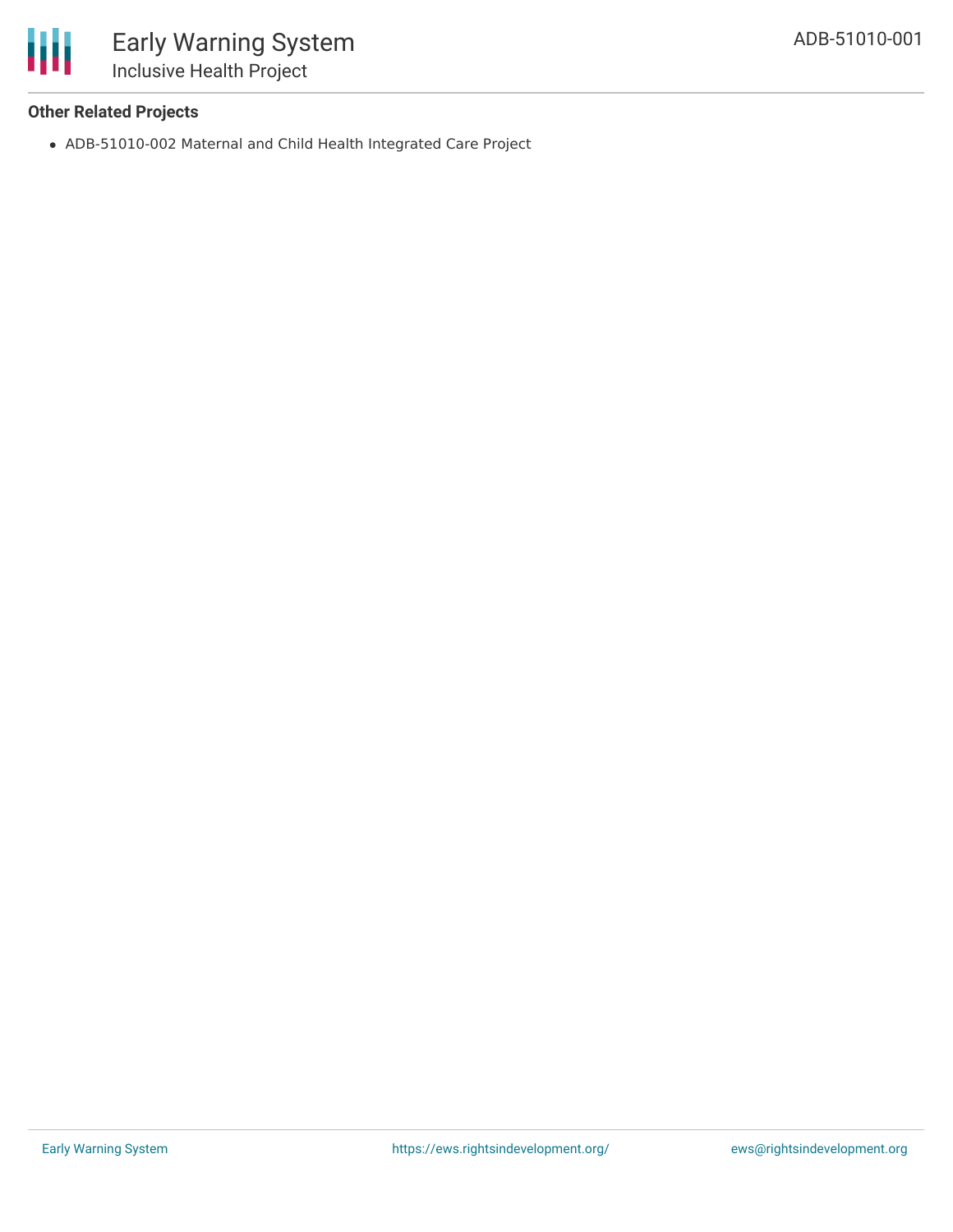**Other Related Projects**

- ADB-51010-002 Maternal and Child Health Integrated Care Project